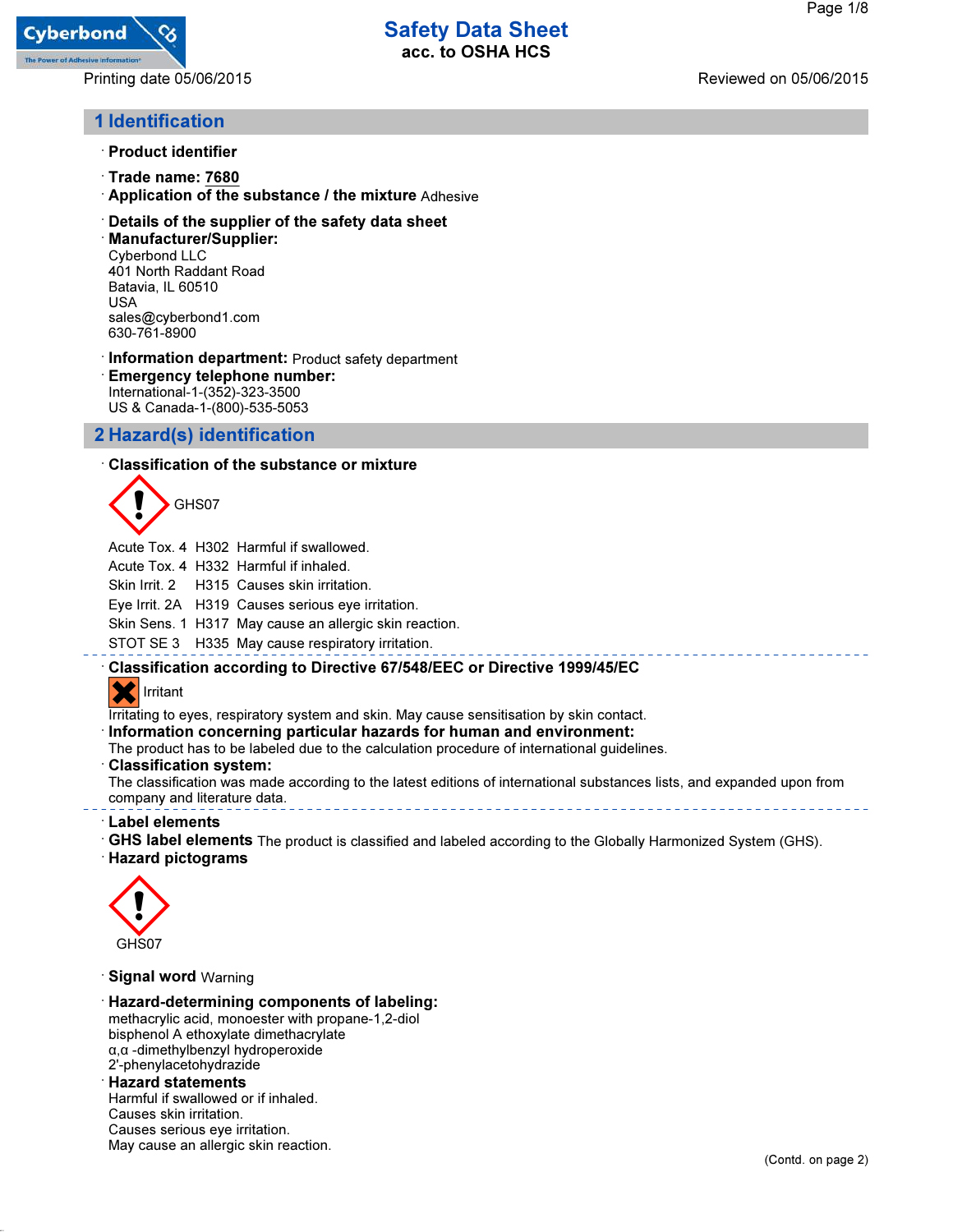# Safety Data Sheet
**acc. to OSHA HCS**

Printing date 05/06/2015 Reviewed on 05/06/2015

## 1 Identification

· **Product identifier**

· **Trade name: 7680**

· **Application of the substance / the mixture** Adhesive

· **Details of the supplier of the safety data sheet**

· **Manufacturer/Supplier:**
Cyberbond LLC
401 North Raddant Road
Batavia, IL 60510
USA
sales@cyberbond1.com
630-761-8900

· **Information department:** Product safety department

· **Emergency telephone number:**
International-1-(352)-323-3500
US & Canada-1-(800)-535-5053

## 2 Hazard(s) identification

· **Classification of the substance or mixture**

GHS07

| | | |
|---|---|---|
| Acute Tox. 4 | H302 | Harmful if swallowed. |
| Acute Tox. 4 | H332 | Harmful if inhaled. |
| Skin Irrit. 2 | H315 | Causes skin irritation. |
| Eye Irrit. 2A | H319 | Causes serious eye irritation. |
| Skin Sens. 1 | H317 | May cause an allergic skin reaction. |
| STOT SE 3 | H335 | May cause respiratory irritation. |

· **Classification according to Directive 67/548/EEC or Directive 1999/45/EC**

Irritant

Irritating to eyes, respiratory system and skin. May cause sensitisation by skin contact.

· **Information concerning particular hazards for human and environment:**
The product has to be labeled due to the calculation procedure of international guidelines.

· **Classification system:**
The classification was made according to the latest editions of international substances lists, and expanded upon from company and literature data.

· **Label elements**

· **GHS label elements** The product is classified and labeled according to the Globally Harmonized System (GHS).

· **Hazard pictograms**

GHS07

· **Signal word** Warning

· **Hazard-determining components of labeling:**
methacrylic acid, monoester with propane-1,2-diol
bisphenol A ethoxylate dimethacrylate
α,α -dimethylbenzyl hydroperoxide
2'-phenylacetohydrazide

· **Hazard statements**
Harmful if swallowed or if inhaled.
Causes skin irritation.
Causes serious eye irritation.
May cause an allergic skin reaction.

(Contd. on page 2)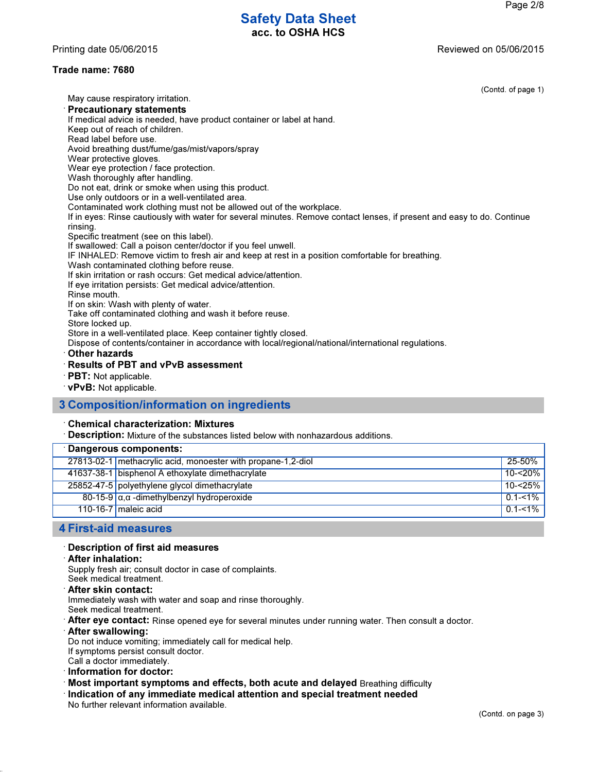May cause respiratory irritation.

· **Precautionary statements**

If medical advice is needed, have product container or label at hand.
Keep out of reach of children.
Read label before use.
Avoid breathing dust/fume/gas/mist/vapors/spray
Wear protective gloves.
Wear eye protection / face protection.
Wash thoroughly after handling.
Do not eat, drink or smoke when using this product.
Use only outdoors or in a well-ventilated area.
Contaminated work clothing must not be allowed out of the workplace.
If in eyes: Rinse cautiously with water for several minutes. Remove contact lenses, if present and easy to do. Continue rinsing.
Specific treatment (see on this label).
If swallowed: Call a poison center/doctor if you feel unwell.
IF INHALED: Remove victim to fresh air and keep at rest in a position comfortable for breathing.
Wash contaminated clothing before reuse.
If skin irritation or rash occurs: Get medical advice/attention.
If eye irritation persists: Get medical advice/attention.
Rinse mouth.
If on skin: Wash with plenty of water.
Take off contaminated clothing and wash it before reuse.
Store locked up.
Store in a well-ventilated place. Keep container tightly closed.
Dispose of contents/container in accordance with local/regional/national/international regulations.

· **Other hazards**

· **Results of PBT and vPvB assessment**

· **PBT:** Not applicable.

· **vPvB:** Not applicable.

## 3 Composition/information on ingredients

· **Chemical characterization: Mixtures**

· **Description:** Mixture of the substances listed below with nonhazardous additions.

| · **Dangerous components:** | | |
|---|---|---|
| 27813-02-1 | methacrylic acid, monoester with propane-1,2-diol | 25-50% |
| 41637-38-1 | bisphenol A ethoxylate dimethacrylate | 10-<20% |
| 25852-47-5 | polyethylene glycol dimethacrylate | 10-<25% |
| 80-15-9 | α,α -dimethylbenzyl hydroperoxide | 0.1-<1% |
| 110-16-7 | maleic acid | 0.1-<1% |

## 4 First-aid measures

· **Description of first aid measures**

· **After inhalation:**
Supply fresh air; consult doctor in case of complaints.
Seek medical treatment.

· **After skin contact:**
Immediately wash with water and soap and rinse thoroughly.
Seek medical treatment.

· **After eye contact:** Rinse opened eye for several minutes under running water. Then consult a doctor.

· **After swallowing:**
Do not induce vomiting; immediately call for medical help.
If symptoms persist consult doctor.
Call a doctor immediately.

· **Information for doctor:**

· **Most important symptoms and effects, both acute and delayed** Breathing difficulty

· **Indication of any immediate medical attention and special treatment needed**
No further relevant information available.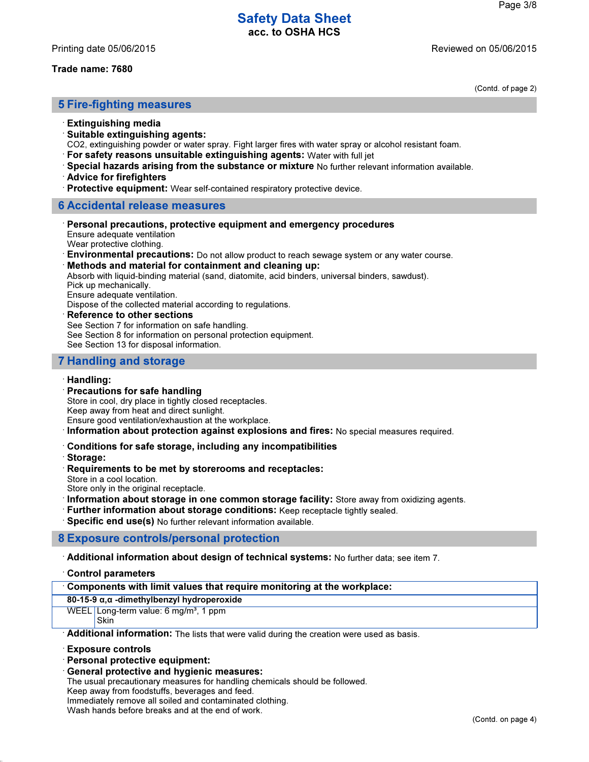Trade name: 7680

(Contd. of page 2)

## 5 Fire-fighting measures

· **Extinguishing media**
· **Suitable extinguishing agents:**
CO2, extinguishing powder or water spray. Fight larger fires with water spray or alcohol resistant foam.
· **For safety reasons unsuitable extinguishing agents:** Water with full jet
· **Special hazards arising from the substance or mixture** No further relevant information available.
· **Advice for firefighters**
· **Protective equipment:** Wear self-contained respiratory protective device.

## 6 Accidental release measures

· **Personal precautions, protective equipment and emergency procedures**
Ensure adequate ventilation
Wear protective clothing.
· **Environmental precautions:** Do not allow product to reach sewage system or any water course.
· **Methods and material for containment and cleaning up:**
Absorb with liquid-binding material (sand, diatomite, acid binders, universal binders, sawdust).
Pick up mechanically.
Ensure adequate ventilation.
Dispose of the collected material according to regulations.
· **Reference to other sections**
See Section 7 for information on safe handling.
See Section 8 for information on personal protection equipment.
See Section 13 for disposal information.

## 7 Handling and storage

· **Handling:**
· **Precautions for safe handling**
Store in cool, dry place in tightly closed receptacles.
Keep away from heat and direct sunlight.
Ensure good ventilation/exhaustion at the workplace.
· **Information about protection against explosions and fires:** No special measures required.

· **Conditions for safe storage, including any incompatibilities**
· **Storage:**
· **Requirements to be met by storerooms and receptacles:**
Store in a cool location.
Store only in the original receptacle.
· **Information about storage in one common storage facility:** Store away from oxidizing agents.
· **Further information about storage conditions:** Keep receptacle tightly sealed.
· **Specific end use(s)** No further relevant information available.

## 8 Exposure controls/personal protection

· **Additional information about design of technical systems:** No further data; see item 7.

· **Control parameters**

| · **Components with limit values that require monitoring at the workplace:** | |
|---|---|
| **80-15-9 α,α -dimethylbenzyl hydroperoxide** | |
| WEEL | Long-term value: 6 mg/m³, 1 ppm<br>Skin |

· **Additional information:** The lists that were valid during the creation were used as basis.

· **Exposure controls**
· **Personal protective equipment:**
· **General protective and hygienic measures:**
The usual precautionary measures for handling chemicals should be followed.
Keep away from foodstuffs, beverages and feed.
Immediately remove all soiled and contaminated clothing.
Wash hands before breaks and at the end of work.

(Contd. on page 4)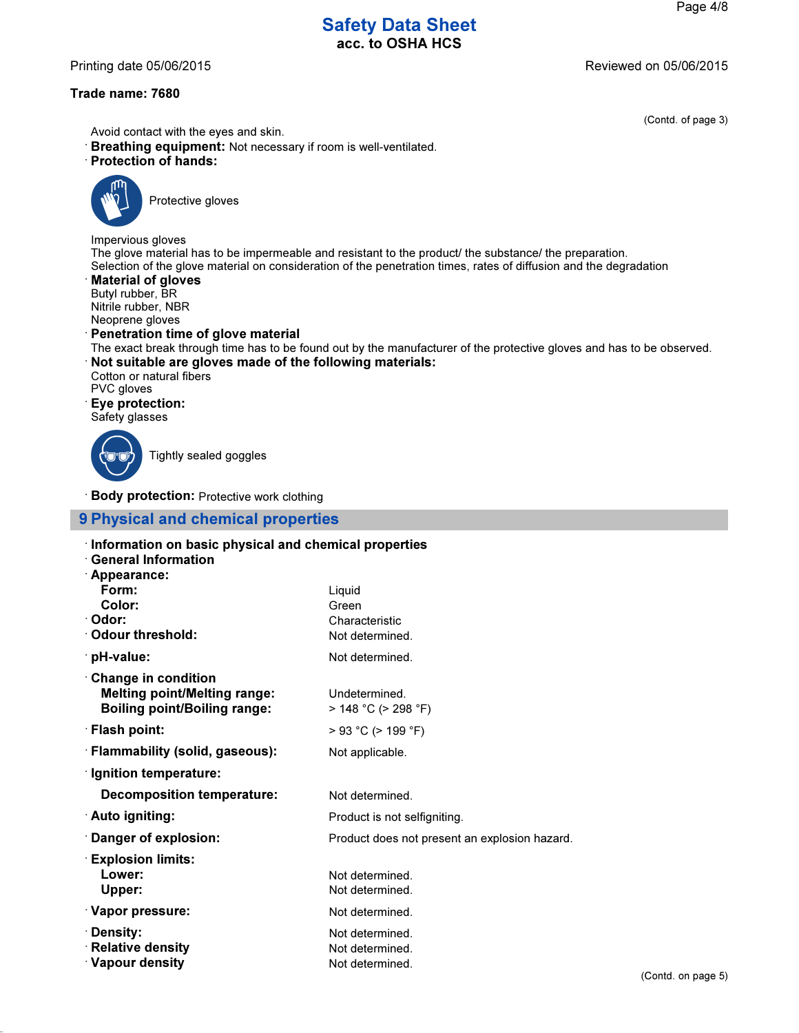Trade name: 7680

(Contd. of page 3)

Avoid contact with the eyes and skin.

· **Breathing equipment:** Not necessary if room is well-ventilated.

· **Protection of hands:**

Protective gloves

Impervious gloves
The glove material has to be impermeable and resistant to the product/ the substance/ the preparation.
Selection of the glove material on consideration of the penetration times, rates of diffusion and the degradation

· **Material of gloves**
Butyl rubber, BR
Nitrile rubber, NBR
Neoprene gloves

· **Penetration time of glove material**
The exact break through time has to be found out by the manufacturer of the protective gloves and has to be observed.

· **Not suitable are gloves made of the following materials:**
Cotton or natural fibers
PVC gloves

· **Eye protection:**
Safety glasses

Tightly sealed goggles

· **Body protection:** Protective work clothing

## 9 Physical and chemical properties

· **Information on basic physical and chemical properties**

· **General Information**

· **Appearance:**

| | |
|---|---|
| **Form:** | Liquid |
| **Color:** | Green |
| · **Odor:** | Characteristic |
| · **Odour threshold:** | Not determined. |
| · **pH-value:** | Not determined. |
| · **Change in condition** | |
| **Melting point/Melting range:** | Undetermined. |
| **Boiling point/Boiling range:** | > 148 °C (> 298 °F) |
| · **Flash point:** | > 93 °C (> 199 °F) |
| · **Flammability (solid, gaseous):** | Not applicable. |
| · **Ignition temperature:** | |
| **Decomposition temperature:** | Not determined. |
| · **Auto igniting:** | Product is not selfigniting. |
| · **Danger of explosion:** | Product does not present an explosion hazard. |
| · **Explosion limits:** | |
| **Lower:** | Not determined. |
| **Upper:** | Not determined. |
| · **Vapor pressure:** | Not determined. |
| · **Density:** | Not determined. |
| · **Relative density** | Not determined. |
| · **Vapour density** | Not determined. |

(Contd. on page 5)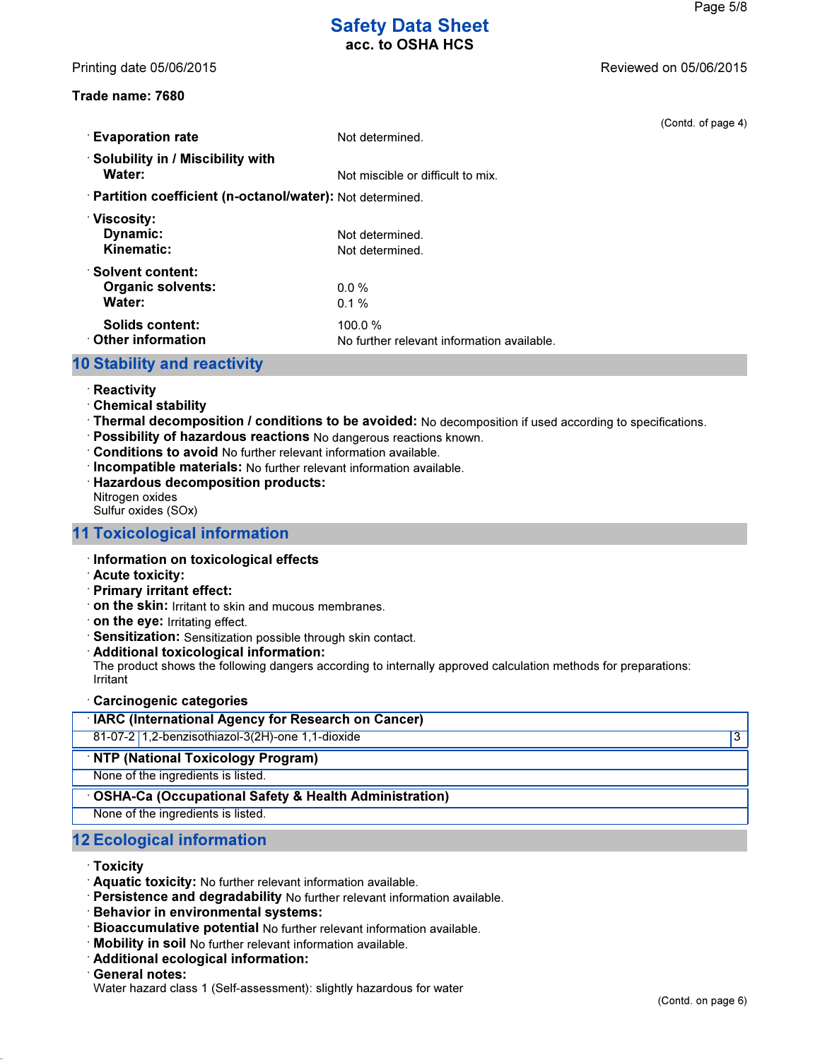Trade name: 7680

(Contd. of page 4)

- **Evaporation rate**: Not determined.
- **Solubility in / Miscibility with**
  - **Water:** Not miscible or difficult to mix.
- **Partition coefficient (n-octanol/water):** Not determined.
- **Viscosity:**
  - **Dynamic:** Not determined.
  - **Kinematic:** Not determined.
- **Solvent content:**
  - **Organic solvents:** 0.0 %
  - **Water:** 0.1 %
  - **Solids content:** 100.0 %
- **Other information**: No further relevant information available.

## 10 Stability and reactivity

- **Reactivity**
- **Chemical stability**
- **Thermal decomposition / conditions to be avoided:** No decomposition if used according to specifications.
- **Possibility of hazardous reactions** No dangerous reactions known.
- **Conditions to avoid** No further relevant information available.
- **Incompatible materials:** No further relevant information available.
- **Hazardous decomposition products:**
  Nitrogen oxides
  Sulfur oxides (SOx)

## 11 Toxicological information

- **Information on toxicological effects**
- **Acute toxicity:**
- **Primary irritant effect:**
- **on the skin:** Irritant to skin and mucous membranes.
- **on the eye:** Irritating effect.
- **Sensitization:** Sensitization possible through skin contact.
- **Additional toxicological information:**
  The product shows the following dangers according to internally approved calculation methods for preparations:
  Irritant
- **Carcinogenic categories**

| IARC (International Agency for Research on Cancer) | | |
|---|---|---|
| 81-07-2 | 1,2-benzisothiazol-3(2H)-one 1,1-dioxide | 3 |

| NTP (National Toxicology Program) |
|---|
| None of the ingredients is listed. |

| OSHA-Ca (Occupational Safety & Health Administration) |
|---|
| None of the ingredients is listed. |

## 12 Ecological information

- **Toxicity**
- **Aquatic toxicity:** No further relevant information available.
- **Persistence and degradability** No further relevant information available.
- **Behavior in environmental systems:**
- **Bioaccumulative potential** No further relevant information available.
- **Mobility in soil** No further relevant information available.
- **Additional ecological information:**
- **General notes:**
  Water hazard class 1 (Self-assessment): slightly hazardous for water

(Contd. on page 6)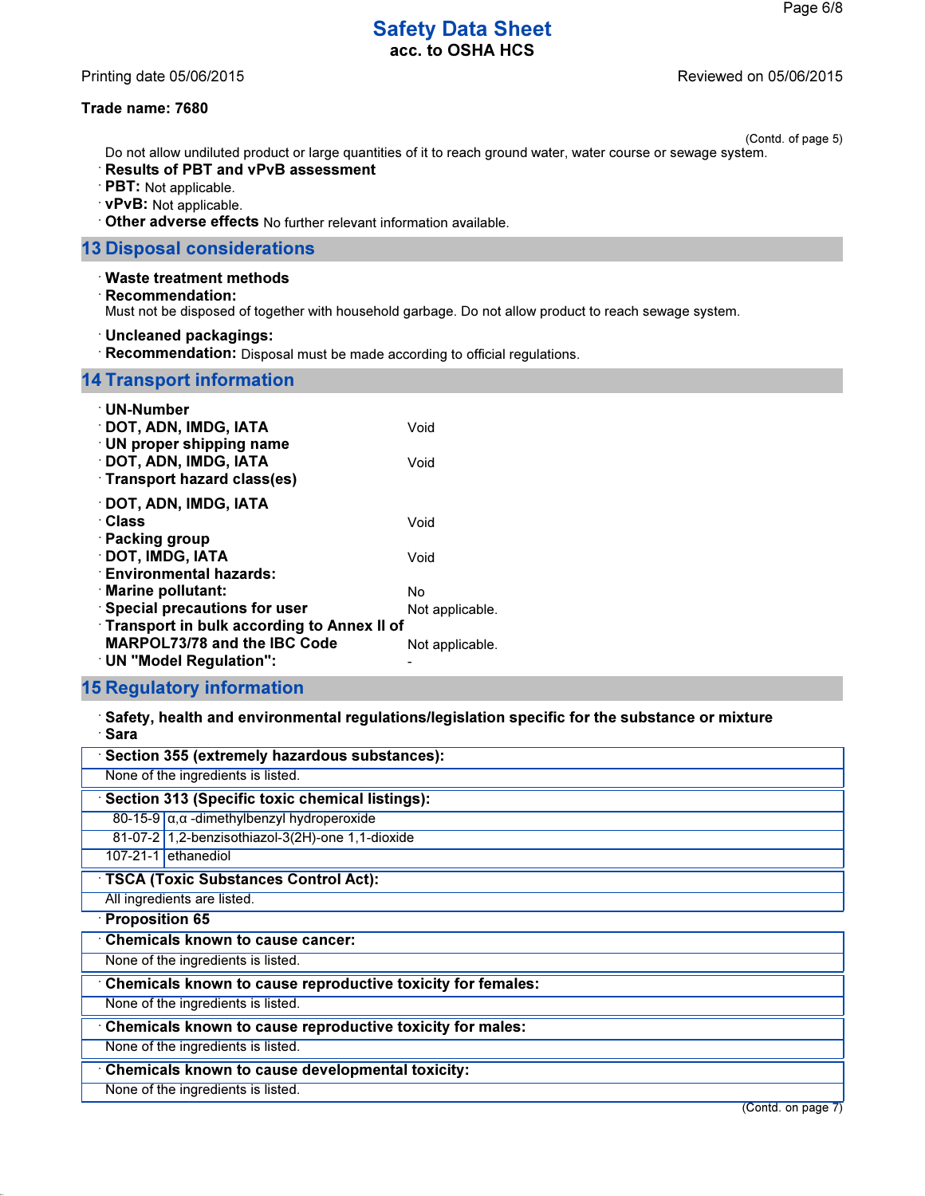Printing date 05/06/2015 Reviewed on 05/06/2015

**Trade name: 7680**

(Contd. of page 5)

Do not allow undiluted product or large quantities of it to reach ground water, water course or sewage system.

· **Results of PBT and vPvB assessment**
· **PBT:** Not applicable.
· **vPvB:** Not applicable.
· **Other adverse effects** No further relevant information available.

## 13 Disposal considerations

· **Waste treatment methods**
· **Recommendation:**
Must not be disposed of together with household garbage. Do not allow product to reach sewage system.

· **Uncleaned packagings:**
· **Recommendation:** Disposal must be made according to official regulations.

## 14 Transport information

| | |
|---|---|
| · **UN-Number** | |
| · **DOT, ADN, IMDG, IATA** | Void |
| · **UN proper shipping name** | |
| · **DOT, ADN, IMDG, IATA** | Void |
| · **Transport hazard class(es)** | |
| · **DOT, ADN, IMDG, IATA** | |
| · **Class** | Void |
| · **Packing group** | |
| · **DOT, IMDG, IATA** | Void |
| · **Environmental hazards:** | |
| · **Marine pollutant:** | No |
| · **Special precautions for user** | Not applicable. |
| · **Transport in bulk according to Annex II of MARPOL73/78 and the IBC Code** | Not applicable. |
| · **UN "Model Regulation":** | - |

## 15 Regulatory information

· **Safety, health and environmental regulations/legislation specific for the substance or mixture**
· **Sara**

· **Section 355 (extremely hazardous substances):**

None of the ingredients is listed.

· **Section 313 (Specific toxic chemical listings):**

| | |
|---|---|
| 80-15-9 | α,α -dimethylbenzyl hydroperoxide |
| 81-07-2 | 1,2-benzisothiazol-3(2H)-one 1,1-dioxide |
| 107-21-1 | ethanediol |

· **TSCA (Toxic Substances Control Act):**

All ingredients are listed.

· **Proposition 65**

· **Chemicals known to cause cancer:**

None of the ingredients is listed.

· **Chemicals known to cause reproductive toxicity for females:**

None of the ingredients is listed.

· **Chemicals known to cause reproductive toxicity for males:**

None of the ingredients is listed.

· **Chemicals known to cause developmental toxicity:**

None of the ingredients is listed.

(Contd. on page 7)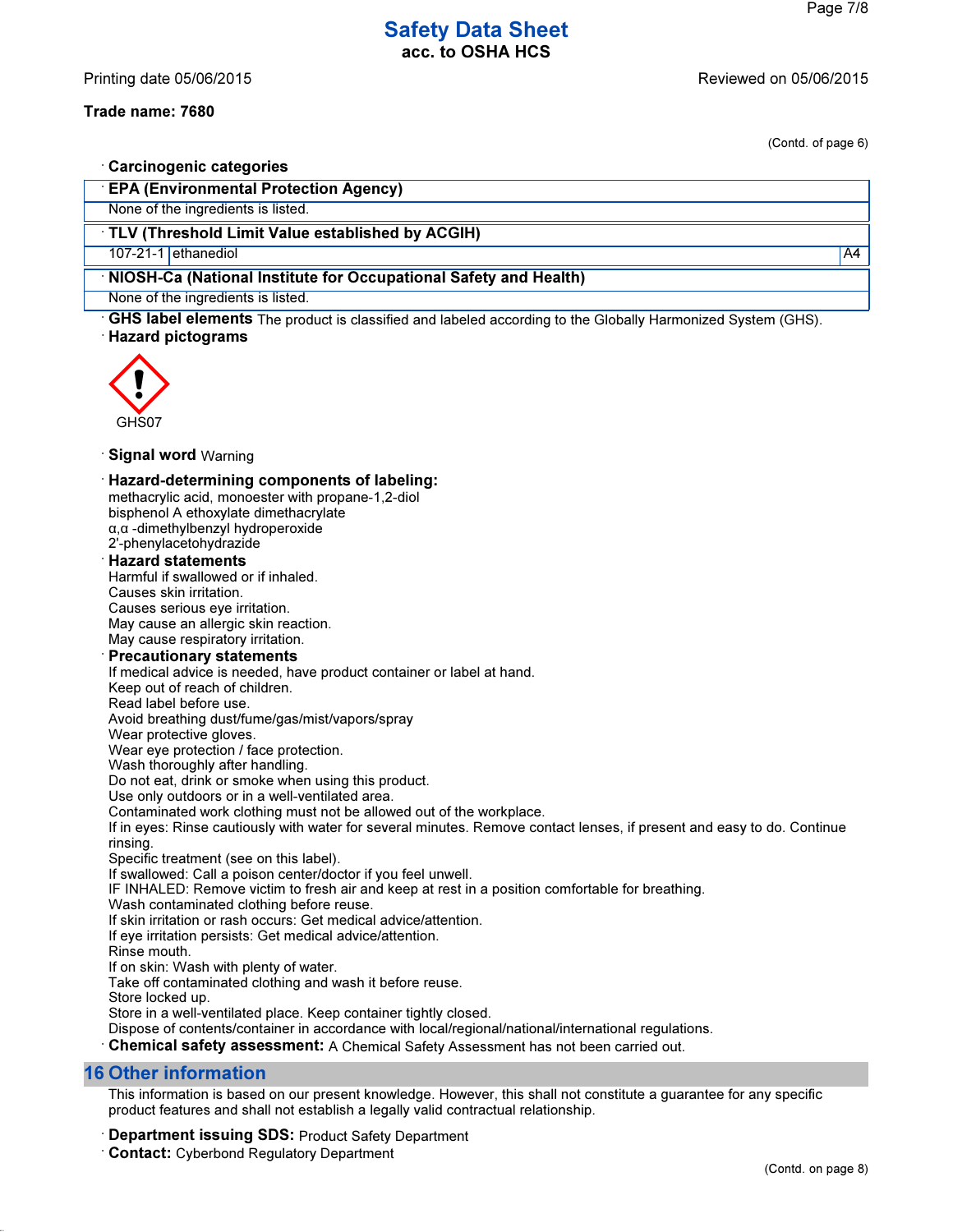Trade name: 7680

(Contd. of page 6)

· **Carcinogenic categories**

| · EPA (Environmental Protection Agency) | | |
|---|---|---|
| None of the ingredients is listed. | | |

| · TLV (Threshold Limit Value established by ACGIH) | | |
|---|---|---|
| 107-21-1 | ethanediol | A4 |

| · NIOSH-Ca (National Institute for Occupational Safety and Health) | | |
|---|---|---|
| None of the ingredients is listed. | | |

· **GHS label elements** The product is classified and labeled according to the Globally Harmonized System (GHS).

· **Hazard pictograms**

GHS07

· **Signal word** Warning

· **Hazard-determining components of labeling:**
methacrylic acid, monoester with propane-1,2-diol
bisphenol A ethoxylate dimethacrylate
α,α -dimethylbenzyl hydroperoxide
2'-phenylacetohydrazide

· **Hazard statements**
Harmful if swallowed or if inhaled.
Causes skin irritation.
Causes serious eye irritation.
May cause an allergic skin reaction.
May cause respiratory irritation.

· **Precautionary statements**
If medical advice is needed, have product container or label at hand.
Keep out of reach of children.
Read label before use.
Avoid breathing dust/fume/gas/mist/vapors/spray
Wear protective gloves.
Wear eye protection / face protection.
Wash thoroughly after handling.
Do not eat, drink or smoke when using this product.
Use only outdoors or in a well-ventilated area.
Contaminated work clothing must not be allowed out of the workplace.
If in eyes: Rinse cautiously with water for several minutes. Remove contact lenses, if present and easy to do. Continue rinsing.
Specific treatment (see on this label).
If swallowed: Call a poison center/doctor if you feel unwell.
IF INHALED: Remove victim to fresh air and keep at rest in a position comfortable for breathing.
Wash contaminated clothing before reuse.
If skin irritation or rash occurs: Get medical advice/attention.
If eye irritation persists: Get medical advice/attention.
Rinse mouth.
If on skin: Wash with plenty of water.
Take off contaminated clothing and wash it before reuse.
Store locked up.
Store in a well-ventilated place. Keep container tightly closed.
Dispose of contents/container in accordance with local/regional/national/international regulations.

· **Chemical safety assessment:** A Chemical Safety Assessment has not been carried out.

## 16 Other information

This information is based on our present knowledge. However, this shall not constitute a guarantee for any specific product features and shall not establish a legally valid contractual relationship.

· **Department issuing SDS:** Product Safety Department

· **Contact:** Cyberbond Regulatory Department

(Contd. on page 8)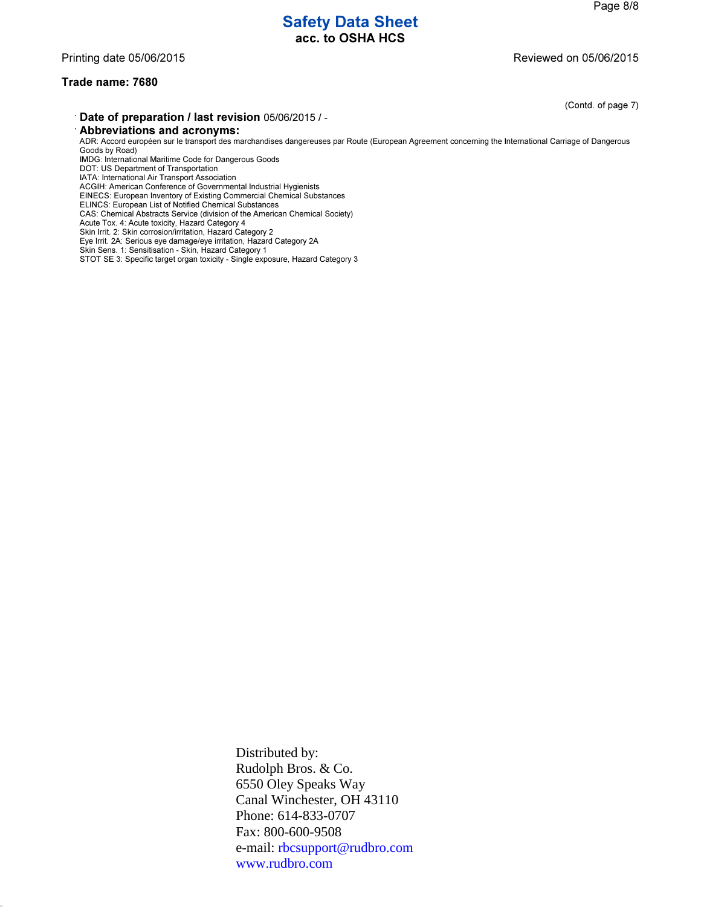**Trade name: 7680**

(Contd. of page 7)

- **Date of preparation / last revision** 05/06/2015 / -
- **Abbreviations and acronyms:**

ADR: Accord européen sur le transport des marchandises dangereuses par Route (European Agreement concerning the International Carriage of Dangerous Goods by Road)
IMDG: International Maritime Code for Dangerous Goods
DOT: US Department of Transportation
IATA: International Air Transport Association
ACGIH: American Conference of Governmental Industrial Hygienists
EINECS: European Inventory of Existing Commercial Chemical Substances
ELINCS: European List of Notified Chemical Substances
CAS: Chemical Abstracts Service (division of the American Chemical Society)
Acute Tox. 4: Acute toxicity, Hazard Category 4
Skin Irrit. 2: Skin corrosion/irritation, Hazard Category 2
Eye Irrit. 2A: Serious eye damage/eye irritation, Hazard Category 2A
Skin Sens. 1: Sensitisation - Skin, Hazard Category 1
STOT SE 3: Specific target organ toxicity - Single exposure, Hazard Category 3

Distributed by:
Rudolph Bros. & Co.
6550 Oley Speaks Way
Canal Winchester, OH 43110
Phone: 614-833-0707
Fax: 800-600-9508
e-mail: rbcsupport@rudbro.com
www.rudbro.com